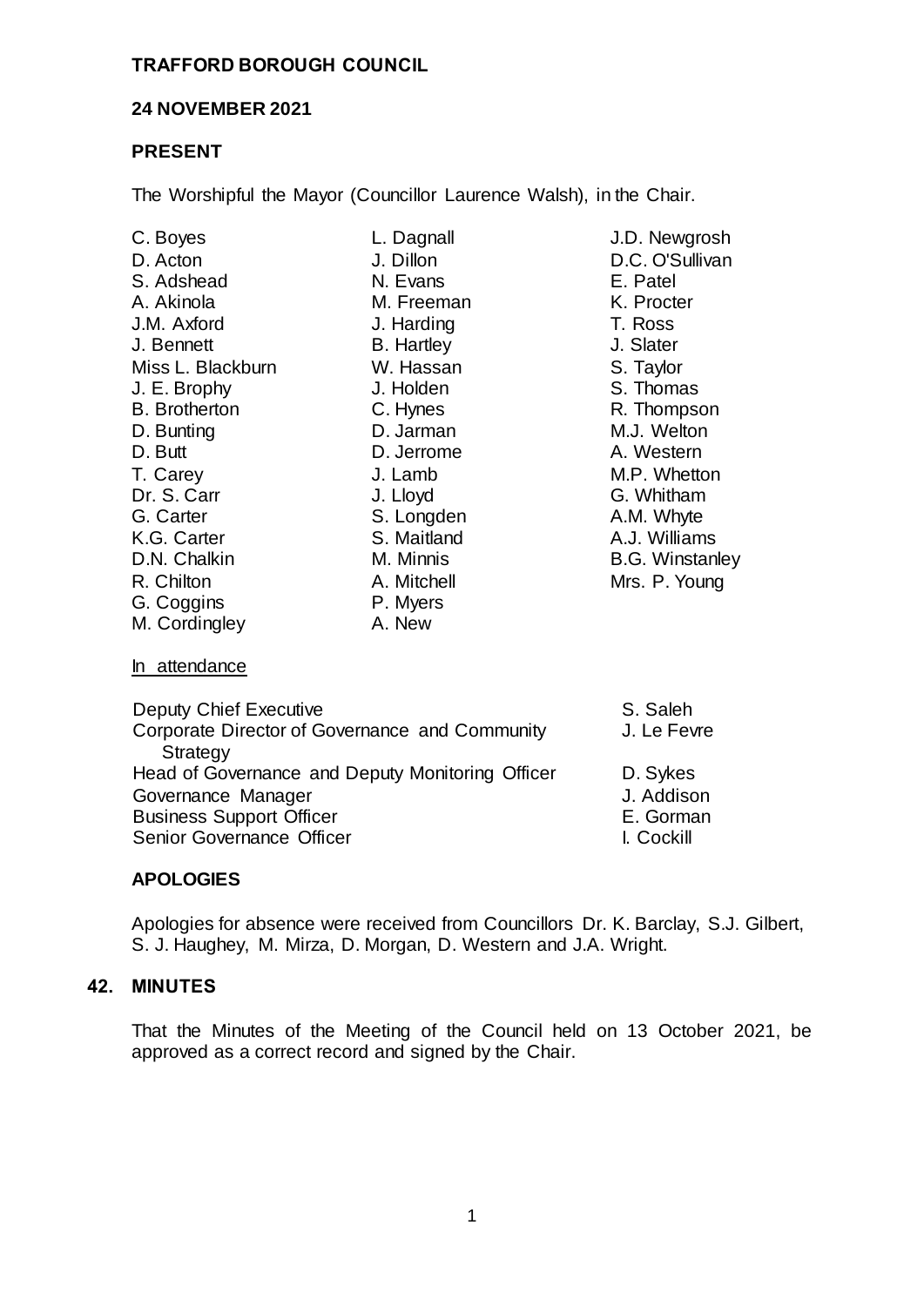**TRAFFORD BOROUGH COUNCIL**

**24 NOVEMBER 2021**

**PRESENT**

The Worshipful the Mayor (Councillor Laurence Walsh), in the Chair.

| | | |
|---|---|---|
| C. Boyes | L. Dagnall | J.D. Newgrosh |
| D. Acton | J. Dillon | D.C. O'Sullivan |
| S. Adshead | N. Evans | E. Patel |
| A. Akinola | M. Freeman | K. Procter |
| J.M. Axford | J. Harding | T. Ross |
| J. Bennett | B. Hartley | J. Slater |
| Miss L. Blackburn | W. Hassan | S. Taylor |
| J. E. Brophy | J. Holden | S. Thomas |
| B. Brotherton | C. Hynes | R. Thompson |
| D. Bunting | D. Jarman | M.J. Welton |
| D. Butt | D. Jerrome | A. Western |
| T. Carey | J. Lamb | M.P. Whetton |
| Dr. S. Carr | J. Lloyd | G. Whitham |
| G. Carter | S. Longden | A.M. Whyte |
| K.G. Carter | S. Maitland | A.J. Williams |
| D.N. Chalkin | M. Minnis | B.G. Winstanley |
| R. Chilton | A. Mitchell | Mrs. P. Young |
| G. Coggins | P. Myers | |
| M. Cordingley | A. New | |

In attendance

| | |
|---|---|
| Deputy Chief Executive | S. Saleh |
| Corporate Director of Governance and Community Strategy | J. Le Fevre |
| Head of Governance and Deputy Monitoring Officer | D. Sykes |
| Governance Manager | J. Addison |
| Business Support Officer | E. Gorman |
| Senior Governance Officer | I. Cockill |

**APOLOGIES**

Apologies for absence were received from Councillors Dr. K. Barclay, S.J. Gilbert, S. J. Haughey, M. Mirza, D. Morgan, D. Western and J.A. Wright.

**42. MINUTES**

That the Minutes of the Meeting of the Council held on 13 October 2021, be approved as a correct record and signed by the Chair.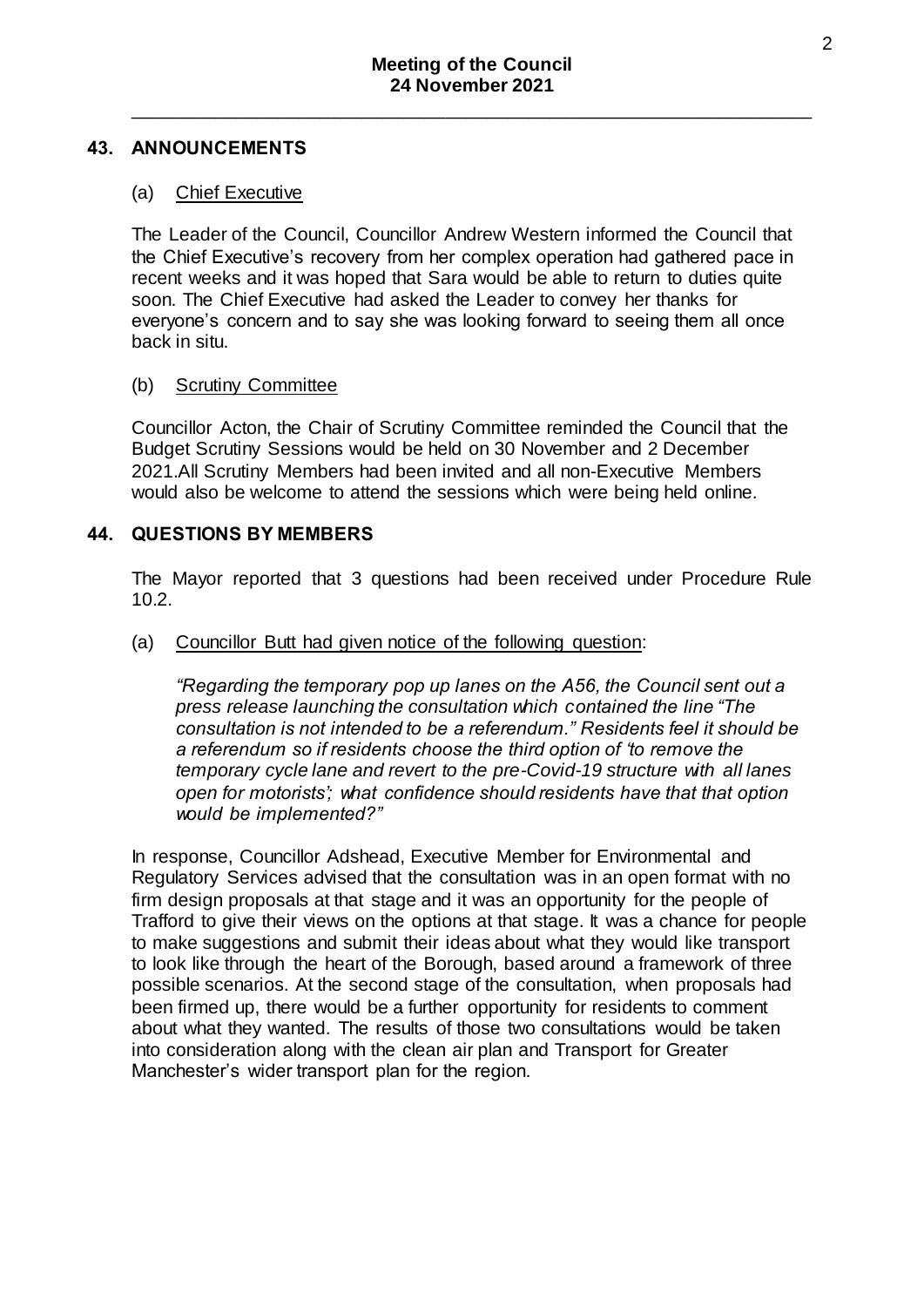## 43. ANNOUNCEMENTS

(a) Chief Executive

The Leader of the Council, Councillor Andrew Western informed the Council that the Chief Executive's recovery from her complex operation had gathered pace in recent weeks and it was hoped that Sara would be able to return to duties quite soon. The Chief Executive had asked the Leader to convey her thanks for everyone's concern and to say she was looking forward to seeing them all once back in situ.

(b) Scrutiny Committee

Councillor Acton, the Chair of Scrutiny Committee reminded the Council that the Budget Scrutiny Sessions would be held on 30 November and 2 December 2021.All Scrutiny Members had been invited and all non-Executive Members would also be welcome to attend the sessions which were being held online.

## 44. QUESTIONS BY MEMBERS

The Mayor reported that 3 questions had been received under Procedure Rule 10.2.

(a) Councillor Butt had given notice of the following question:

*"Regarding the temporary pop up lanes on the A56, the Council sent out a press release launching the consultation which contained the line "The consultation is not intended to be a referendum." Residents feel it should be a referendum so if residents choose the third option of 'to remove the temporary cycle lane and revert to the pre-Covid-19 structure with all lanes open for motorists'; what confidence should residents have that that option would be implemented?"*

In response, Councillor Adshead, Executive Member for Environmental and Regulatory Services advised that the consultation was in an open format with no firm design proposals at that stage and it was an opportunity for the people of Trafford to give their views on the options at that stage. It was a chance for people to make suggestions and submit their ideas about what they would like transport to look like through the heart of the Borough, based around a framework of three possible scenarios. At the second stage of the consultation, when proposals had been firmed up, there would be a further opportunity for residents to comment about what they wanted. The results of those two consultations would be taken into consideration along with the clean air plan and Transport for Greater Manchester's wider transport plan for the region.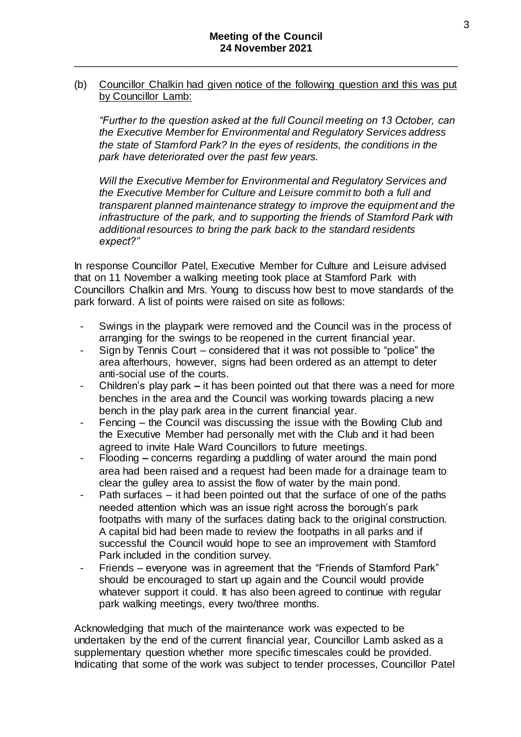(b) Councillor Chalkin had given notice of the following question and this was put by Councillor Lamb:

*"Further to the question asked at the full Council meeting on 13 October, can the Executive Member for Environmental and Regulatory Services address the state of Stamford Park? In the eyes of residents, the conditions in the park have deteriorated over the past few years.*

*Will the Executive Member for Environmental and Regulatory Services and the Executive Member for Culture and Leisure commit to both a full and transparent planned maintenance strategy to improve the equipment and the infrastructure of the park, and to supporting the friends of Stamford Park with additional resources to bring the park back to the standard residents expect?"*

In response Councillor Patel, Executive Member for Culture and Leisure advised that on 11 November a walking meeting took place at Stamford Park with Councillors Chalkin and Mrs. Young to discuss how best to move standards of the park forward. A list of points were raised on site as follows:

- Swings in the playpark were removed and the Council was in the process of arranging for the swings to be reopened in the current financial year.
- Sign by Tennis Court – considered that it was not possible to "police" the area afterhours, however, signs had been ordered as an attempt to deter anti-social use of the courts.
- Children's play park – it has been pointed out that there was a need for more benches in the area and the Council was working towards placing a new bench in the play park area in the current financial year.
- Fencing – the Council was discussing the issue with the Bowling Club and the Executive Member had personally met with the Club and it had been agreed to invite Hale Ward Councillors to future meetings.
- Flooding – concerns regarding a puddling of water around the main pond area had been raised and a request had been made for a drainage team to clear the gulley area to assist the flow of water by the main pond.
- Path surfaces – it had been pointed out that the surface of one of the paths needed attention which was an issue right across the borough's park footpaths with many of the surfaces dating back to the original construction. A capital bid had been made to review the footpaths in all parks and if successful the Council would hope to see an improvement with Stamford Park included in the condition survey.
- Friends – everyone was in agreement that the "Friends of Stamford Park" should be encouraged to start up again and the Council would provide whatever support it could. It has also been agreed to continue with regular park walking meetings, every two/three months.

Acknowledging that much of the maintenance work was expected to be undertaken by the end of the current financial year, Councillor Lamb asked as a supplementary question whether more specific timescales could be provided. Indicating that some of the work was subject to tender processes, Councillor Patel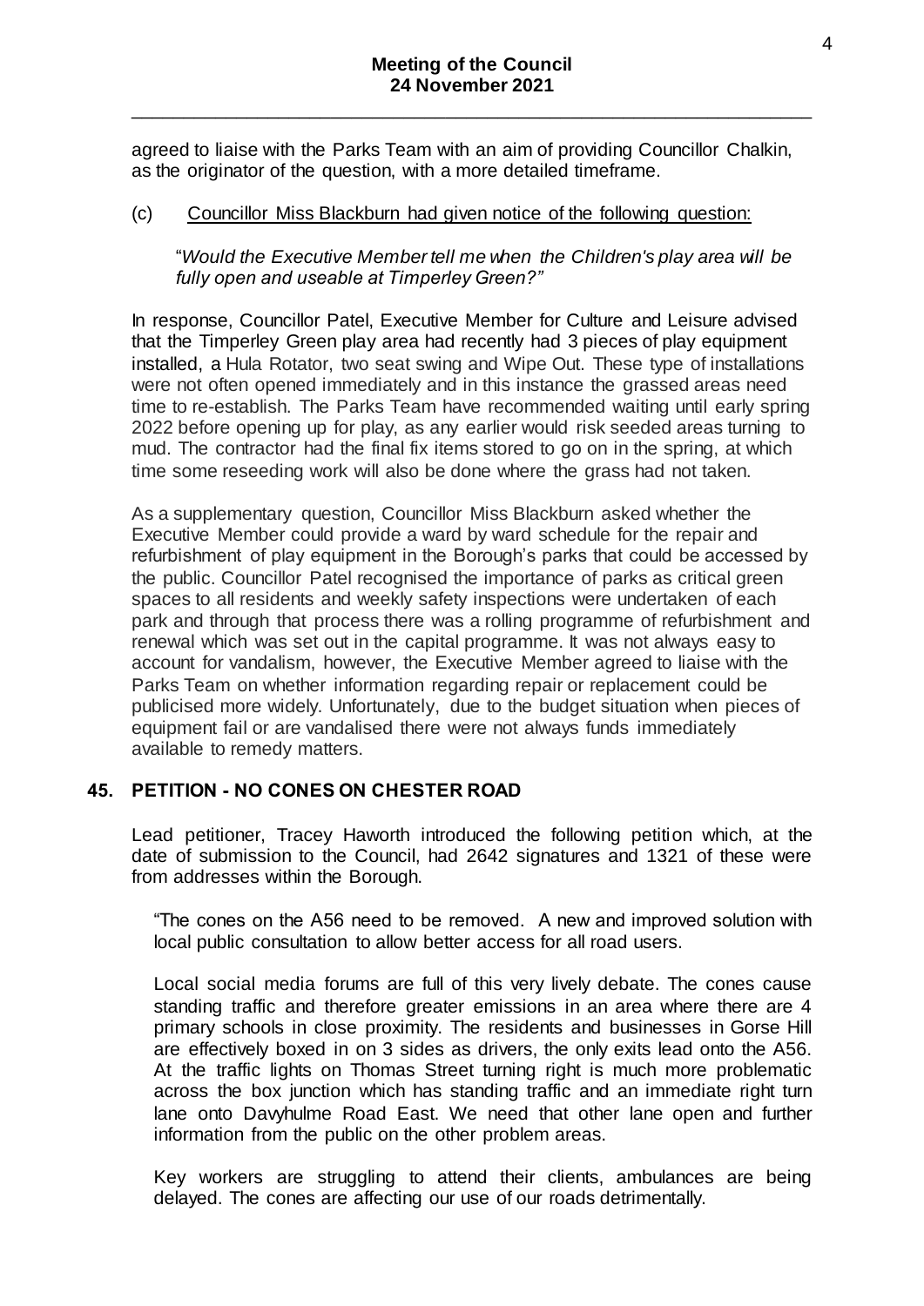agreed to liaise with the Parks Team with an aim of providing Councillor Chalkin, as the originator of the question, with a more detailed timeframe.

(c) Councillor Miss Blackburn had given notice of the following question:

"*Would the Executive Member tell me when the Children's play area will be fully open and useable at Timperley Green?"*

In response, Councillor Patel, Executive Member for Culture and Leisure advised that the Timperley Green play area had recently had 3 pieces of play equipment installed, a Hula Rotator, two seat swing and Wipe Out. These type of installations were not often opened immediately and in this instance the grassed areas need time to re-establish. The Parks Team have recommended waiting until early spring 2022 before opening up for play, as any earlier would risk seeded areas turning to mud. The contractor had the final fix items stored to go on in the spring, at which time some reseeding work will also be done where the grass had not taken.

As a supplementary question, Councillor Miss Blackburn asked whether the Executive Member could provide a ward by ward schedule for the repair and refurbishment of play equipment in the Borough's parks that could be accessed by the public. Councillor Patel recognised the importance of parks as critical green spaces to all residents and weekly safety inspections were undertaken of each park and through that process there was a rolling programme of refurbishment and renewal which was set out in the capital programme. It was not always easy to account for vandalism, however, the Executive Member agreed to liaise with the Parks Team on whether information regarding repair or replacement could be publicised more widely. Unfortunately, due to the budget situation when pieces of equipment fail or are vandalised there were not always funds immediately available to remedy matters.

## 45. PETITION - NO CONES ON CHESTER ROAD

Lead petitioner, Tracey Haworth introduced the following petition which, at the date of submission to the Council, had 2642 signatures and 1321 of these were from addresses within the Borough.

"The cones on the A56 need to be removed. A new and improved solution with local public consultation to allow better access for all road users.

Local social media forums are full of this very lively debate. The cones cause standing traffic and therefore greater emissions in an area where there are 4 primary schools in close proximity. The residents and businesses in Gorse Hill are effectively boxed in on 3 sides as drivers, the only exits lead onto the A56. At the traffic lights on Thomas Street turning right is much more problematic across the box junction which has standing traffic and an immediate right turn lane onto Davyhulme Road East. We need that other lane open and further information from the public on the other problem areas.

Key workers are struggling to attend their clients, ambulances are being delayed. The cones are affecting our use of our roads detrimentally.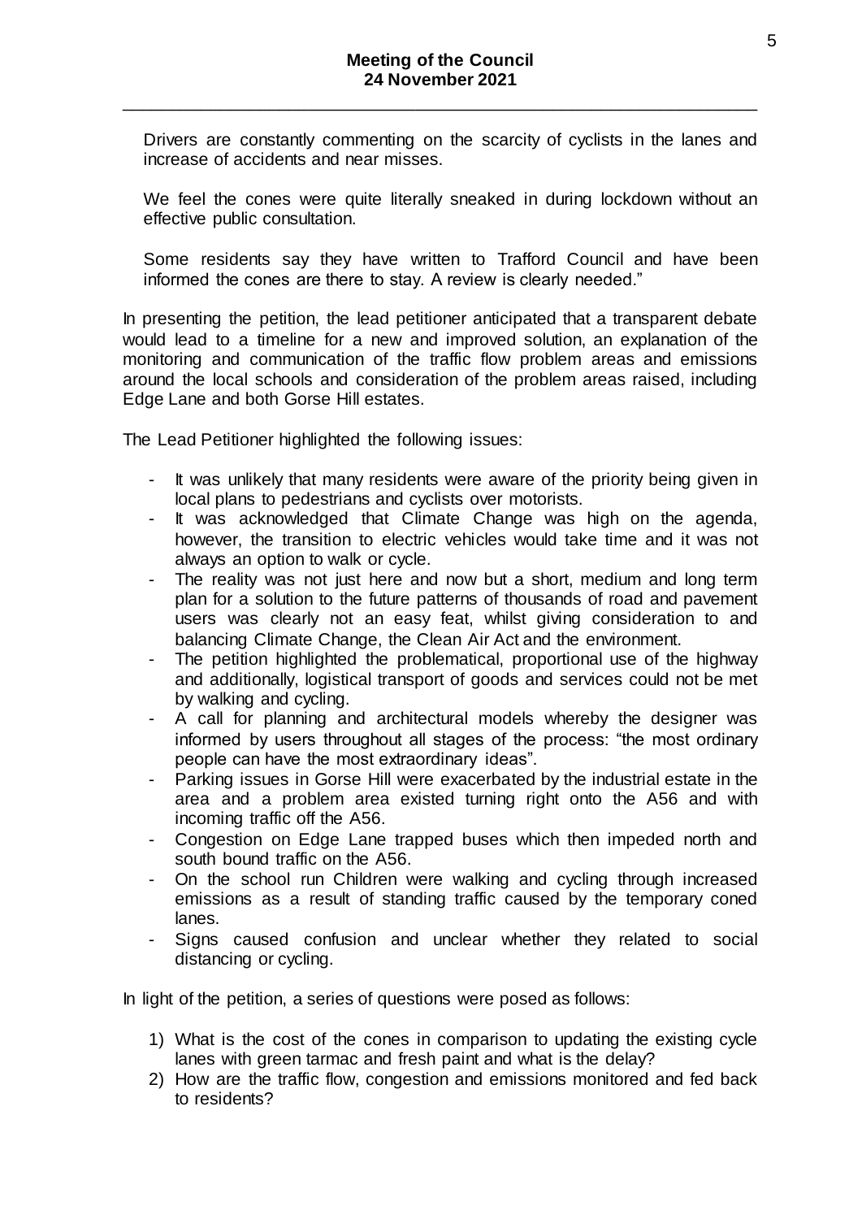Drivers are constantly commenting on the scarcity of cyclists in the lanes and increase of accidents and near misses.

We feel the cones were quite literally sneaked in during lockdown without an effective public consultation.

Some residents say they have written to Trafford Council and have been informed the cones are there to stay. A review is clearly needed."

In presenting the petition, the lead petitioner anticipated that a transparent debate would lead to a timeline for a new and improved solution, an explanation of the monitoring and communication of the traffic flow problem areas and emissions around the local schools and consideration of the problem areas raised, including Edge Lane and both Gorse Hill estates.

The Lead Petitioner highlighted the following issues:

- It was unlikely that many residents were aware of the priority being given in local plans to pedestrians and cyclists over motorists.
- It was acknowledged that Climate Change was high on the agenda, however, the transition to electric vehicles would take time and it was not always an option to walk or cycle.
- The reality was not just here and now but a short, medium and long term plan for a solution to the future patterns of thousands of road and pavement users was clearly not an easy feat, whilst giving consideration to and balancing Climate Change, the Clean Air Act and the environment.
- The petition highlighted the problematical, proportional use of the highway and additionally, logistical transport of goods and services could not be met by walking and cycling.
- A call for planning and architectural models whereby the designer was informed by users throughout all stages of the process: "the most ordinary people can have the most extraordinary ideas".
- Parking issues in Gorse Hill were exacerbated by the industrial estate in the area and a problem area existed turning right onto the A56 and with incoming traffic off the A56.
- Congestion on Edge Lane trapped buses which then impeded north and south bound traffic on the A56.
- On the school run Children were walking and cycling through increased emissions as a result of standing traffic caused by the temporary coned lanes.
- Signs caused confusion and unclear whether they related to social distancing or cycling.

In light of the petition, a series of questions were posed as follows:

1) What is the cost of the cones in comparison to updating the existing cycle lanes with green tarmac and fresh paint and what is the delay?
2) How are the traffic flow, congestion and emissions monitored and fed back to residents?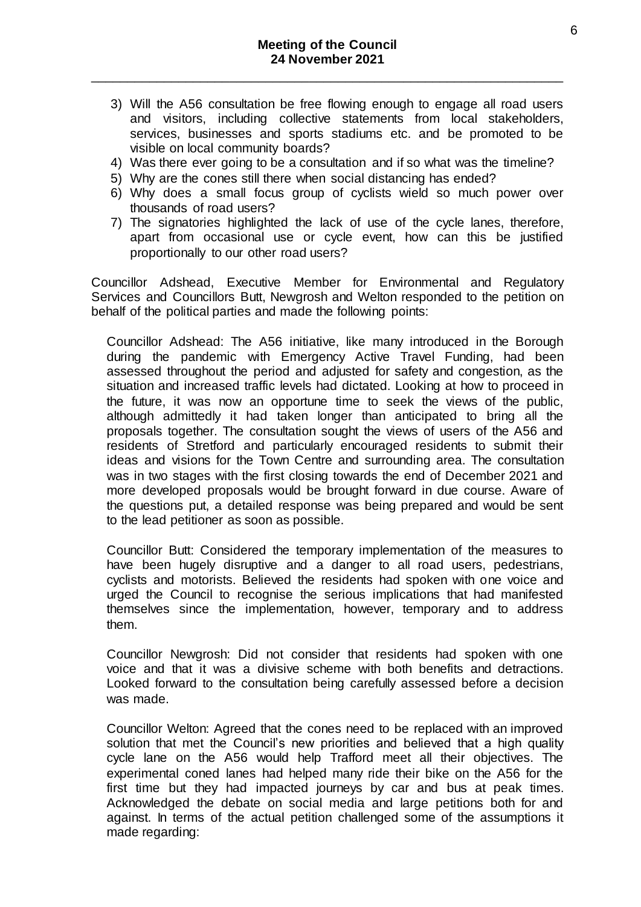3) Will the A56 consultation be free flowing enough to engage all road users and visitors, including collective statements from local stakeholders, services, businesses and sports stadiums etc. and be promoted to be visible on local community boards?
4) Was there ever going to be a consultation and if so what was the timeline?
5) Why are the cones still there when social distancing has ended?
6) Why does a small focus group of cyclists wield so much power over thousands of road users?
7) The signatories highlighted the lack of use of the cycle lanes, therefore, apart from occasional use or cycle event, how can this be justified proportionally to our other road users?

Councillor Adshead, Executive Member for Environmental and Regulatory Services and Councillors Butt, Newgrosh and Welton responded to the petition on behalf of the political parties and made the following points:

Councillor Adshead: The A56 initiative, like many introduced in the Borough during the pandemic with Emergency Active Travel Funding, had been assessed throughout the period and adjusted for safety and congestion, as the situation and increased traffic levels had dictated. Looking at how to proceed in the future, it was now an opportune time to seek the views of the public, although admittedly it had taken longer than anticipated to bring all the proposals together. The consultation sought the views of users of the A56 and residents of Stretford and particularly encouraged residents to submit their ideas and visions for the Town Centre and surrounding area. The consultation was in two stages with the first closing towards the end of December 2021 and more developed proposals would be brought forward in due course. Aware of the questions put, a detailed response was being prepared and would be sent to the lead petitioner as soon as possible.

Councillor Butt: Considered the temporary implementation of the measures to have been hugely disruptive and a danger to all road users, pedestrians, cyclists and motorists. Believed the residents had spoken with one voice and urged the Council to recognise the serious implications that had manifested themselves since the implementation, however, temporary and to address them.

Councillor Newgrosh: Did not consider that residents had spoken with one voice and that it was a divisive scheme with both benefits and detractions. Looked forward to the consultation being carefully assessed before a decision was made.

Councillor Welton: Agreed that the cones need to be replaced with an improved solution that met the Council's new priorities and believed that a high quality cycle lane on the A56 would help Trafford meet all their objectives. The experimental coned lanes had helped many ride their bike on the A56 for the first time but they had impacted journeys by car and bus at peak times. Acknowledged the debate on social media and large petitions both for and against. In terms of the actual petition challenged some of the assumptions it made regarding: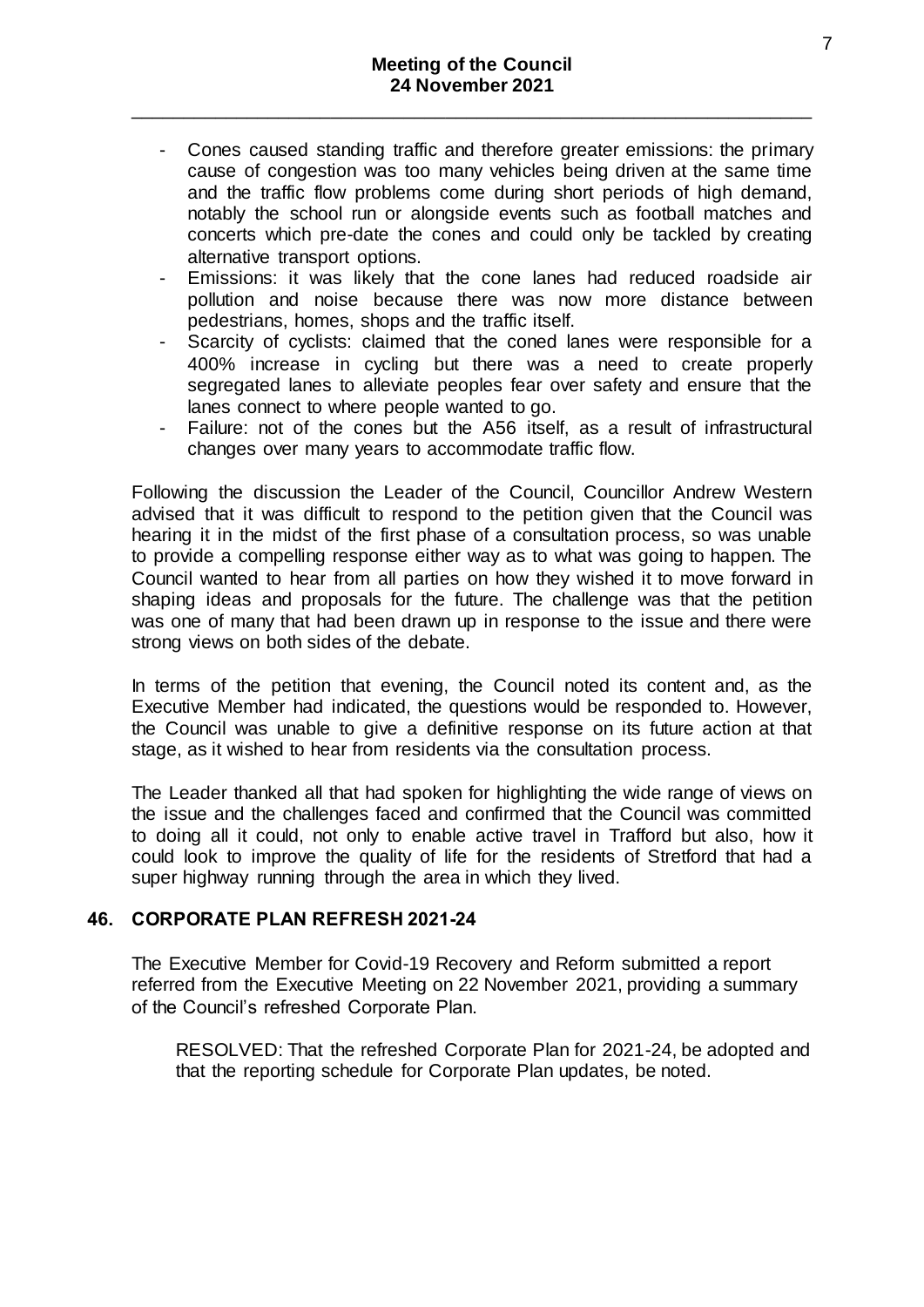- Cones caused standing traffic and therefore greater emissions: the primary cause of congestion was too many vehicles being driven at the same time and the traffic flow problems come during short periods of high demand, notably the school run or alongside events such as football matches and concerts which pre-date the cones and could only be tackled by creating alternative transport options.
- Emissions: it was likely that the cone lanes had reduced roadside air pollution and noise because there was now more distance between pedestrians, homes, shops and the traffic itself.
- Scarcity of cyclists: claimed that the coned lanes were responsible for a 400% increase in cycling but there was a need to create properly segregated lanes to alleviate peoples fear over safety and ensure that the lanes connect to where people wanted to go.
- Failure: not of the cones but the A56 itself, as a result of infrastructural changes over many years to accommodate traffic flow.

Following the discussion the Leader of the Council, Councillor Andrew Western advised that it was difficult to respond to the petition given that the Council was hearing it in the midst of the first phase of a consultation process, so was unable to provide a compelling response either way as to what was going to happen. The Council wanted to hear from all parties on how they wished it to move forward in shaping ideas and proposals for the future. The challenge was that the petition was one of many that had been drawn up in response to the issue and there were strong views on both sides of the debate.

In terms of the petition that evening, the Council noted its content and, as the Executive Member had indicated, the questions would be responded to. However, the Council was unable to give a definitive response on its future action at that stage, as it wished to hear from residents via the consultation process.

The Leader thanked all that had spoken for highlighting the wide range of views on the issue and the challenges faced and confirmed that the Council was committed to doing all it could, not only to enable active travel in Trafford but also, how it could look to improve the quality of life for the residents of Stretford that had a super highway running through the area in which they lived.

## 46. CORPORATE PLAN REFRESH 2021-24

The Executive Member for Covid-19 Recovery and Reform submitted a report referred from the Executive Meeting on 22 November 2021, providing a summary of the Council's refreshed Corporate Plan.

RESOLVED: That the refreshed Corporate Plan for 2021-24, be adopted and that the reporting schedule for Corporate Plan updates, be noted.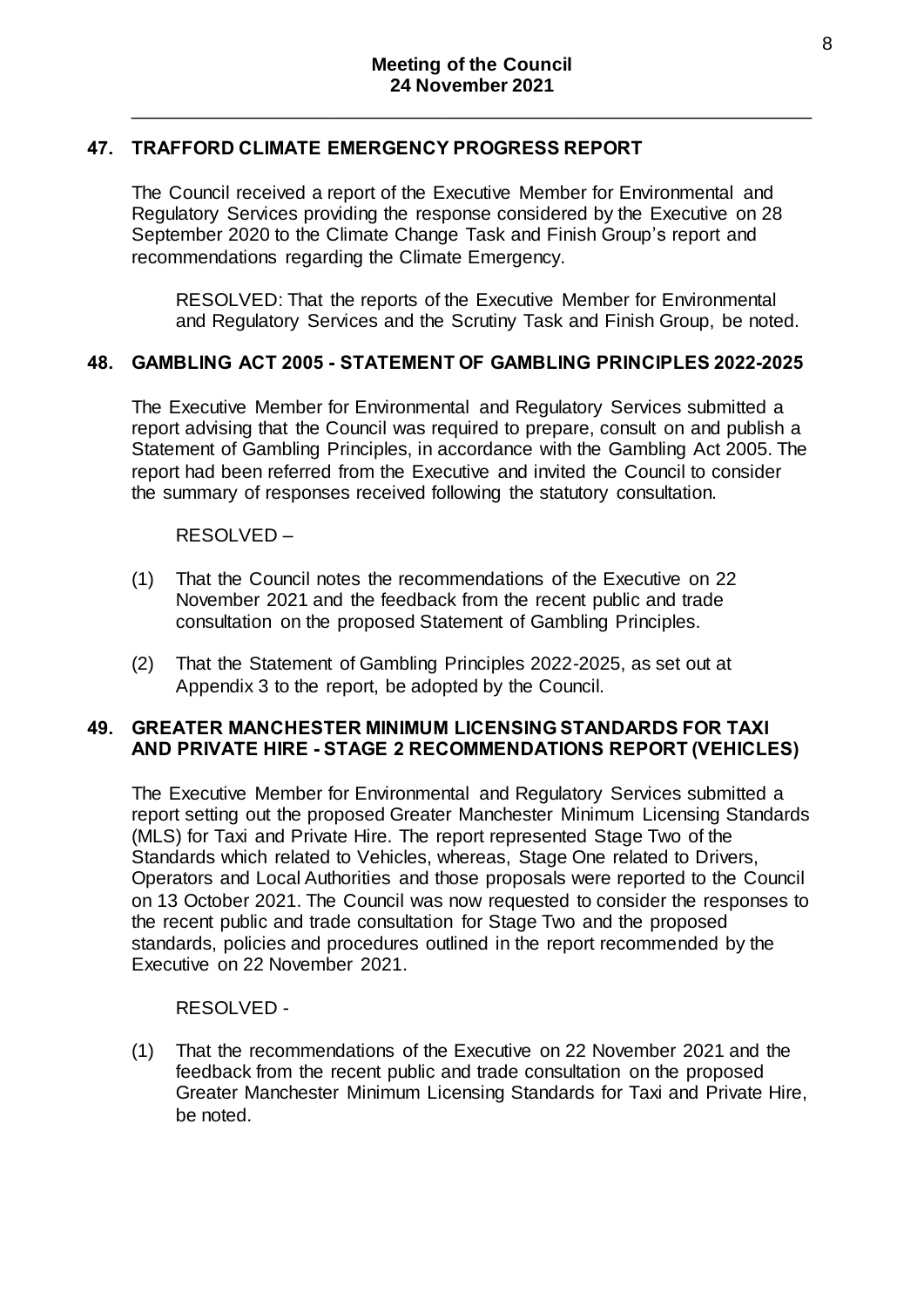## 47. TRAFFORD CLIMATE EMERGENCY PROGRESS REPORT

The Council received a report of the Executive Member for Environmental and Regulatory Services providing the response considered by the Executive on 28 September 2020 to the Climate Change Task and Finish Group's report and recommendations regarding the Climate Emergency.

RESOLVED: That the reports of the Executive Member for Environmental and Regulatory Services and the Scrutiny Task and Finish Group, be noted.

## 48. GAMBLING ACT 2005 - STATEMENT OF GAMBLING PRINCIPLES 2022-2025

The Executive Member for Environmental and Regulatory Services submitted a report advising that the Council was required to prepare, consult on and publish a Statement of Gambling Principles, in accordance with the Gambling Act 2005. The report had been referred from the Executive and invited the Council to consider the summary of responses received following the statutory consultation.

RESOLVED –

(1) That the Council notes the recommendations of the Executive on 22 November 2021 and the feedback from the recent public and trade consultation on the proposed Statement of Gambling Principles.

(2) That the Statement of Gambling Principles 2022-2025, as set out at Appendix 3 to the report, be adopted by the Council.

## 49. GREATER MANCHESTER MINIMUM LICENSING STANDARDS FOR TAXI AND PRIVATE HIRE - STAGE 2 RECOMMENDATIONS REPORT (VEHICLES)

The Executive Member for Environmental and Regulatory Services submitted a report setting out the proposed Greater Manchester Minimum Licensing Standards (MLS) for Taxi and Private Hire. The report represented Stage Two of the Standards which related to Vehicles, whereas, Stage One related to Drivers, Operators and Local Authorities and those proposals were reported to the Council on 13 October 2021. The Council was now requested to consider the responses to the recent public and trade consultation for Stage Two and the proposed standards, policies and procedures outlined in the report recommended by the Executive on 22 November 2021.

RESOLVED -

(1) That the recommendations of the Executive on 22 November 2021 and the feedback from the recent public and trade consultation on the proposed Greater Manchester Minimum Licensing Standards for Taxi and Private Hire, be noted.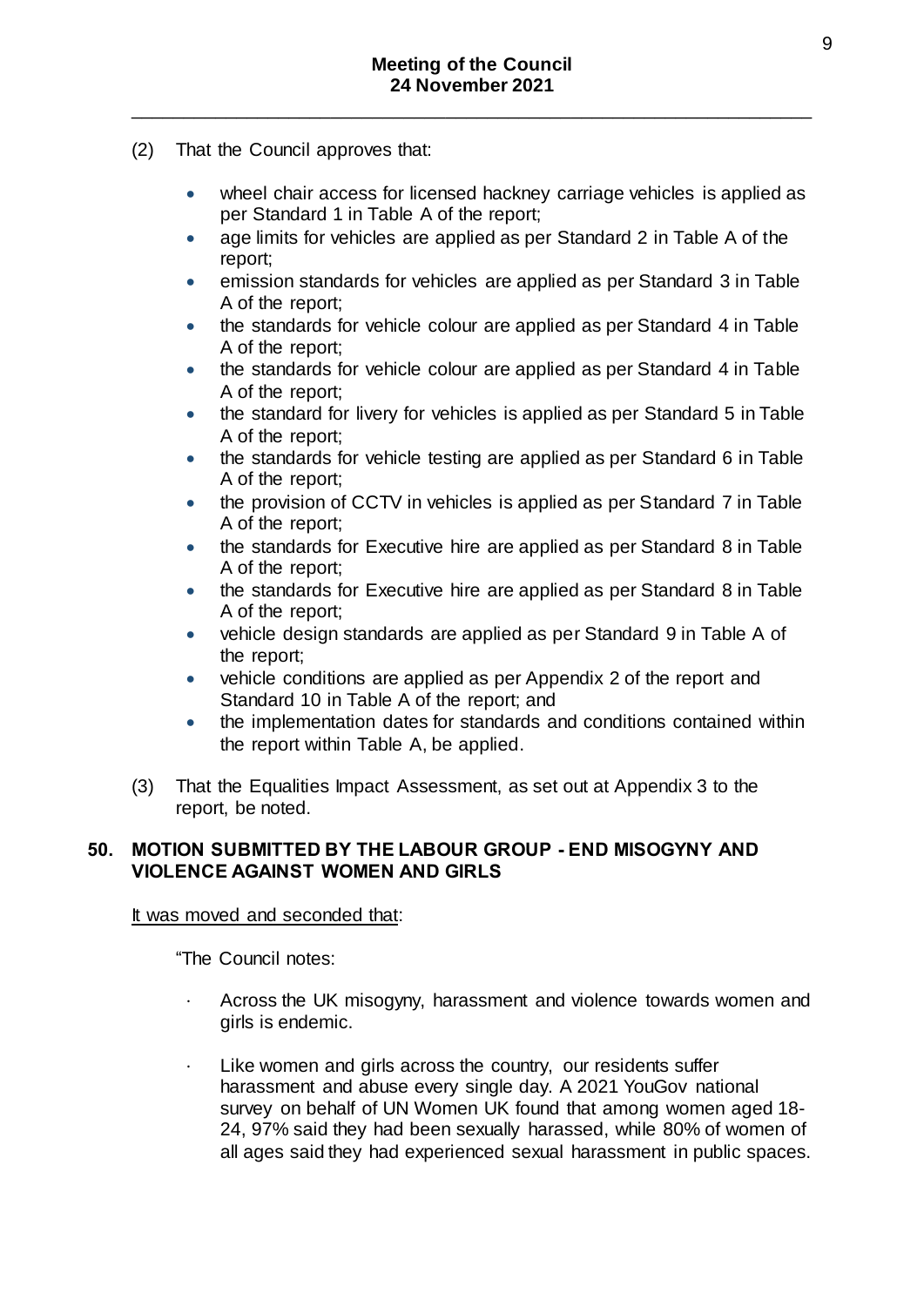(2) That the Council approves that:

- wheel chair access for licensed hackney carriage vehicles is applied as per Standard 1 in Table A of the report;
- age limits for vehicles are applied as per Standard 2 in Table A of the report;
- emission standards for vehicles are applied as per Standard 3 in Table A of the report;
- the standards for vehicle colour are applied as per Standard 4 in Table A of the report;
- the standards for vehicle colour are applied as per Standard 4 in Table A of the report;
- the standard for livery for vehicles is applied as per Standard 5 in Table A of the report;
- the standards for vehicle testing are applied as per Standard 6 in Table A of the report;
- the provision of CCTV in vehicles is applied as per Standard 7 in Table A of the report;
- the standards for Executive hire are applied as per Standard 8 in Table A of the report;
- the standards for Executive hire are applied as per Standard 8 in Table A of the report;
- vehicle design standards are applied as per Standard 9 in Table A of the report;
- vehicle conditions are applied as per Appendix 2 of the report and Standard 10 in Table A of the report; and
- the implementation dates for standards and conditions contained within the report within Table A, be applied.

(3) That the Equalities Impact Assessment, as set out at Appendix 3 to the report, be noted.

## 50. MOTION SUBMITTED BY THE LABOUR GROUP - END MISOGYNY AND VIOLENCE AGAINST WOMEN AND GIRLS

It was moved and seconded that:

"The Council notes:

- Across the UK misogyny, harassment and violence towards women and girls is endemic.
- Like women and girls across the country, our residents suffer harassment and abuse every single day. A 2021 YouGov national survey on behalf of UN Women UK found that among women aged 18-24, 97% said they had been sexually harassed, while 80% of women of all ages said they had experienced sexual harassment in public spaces.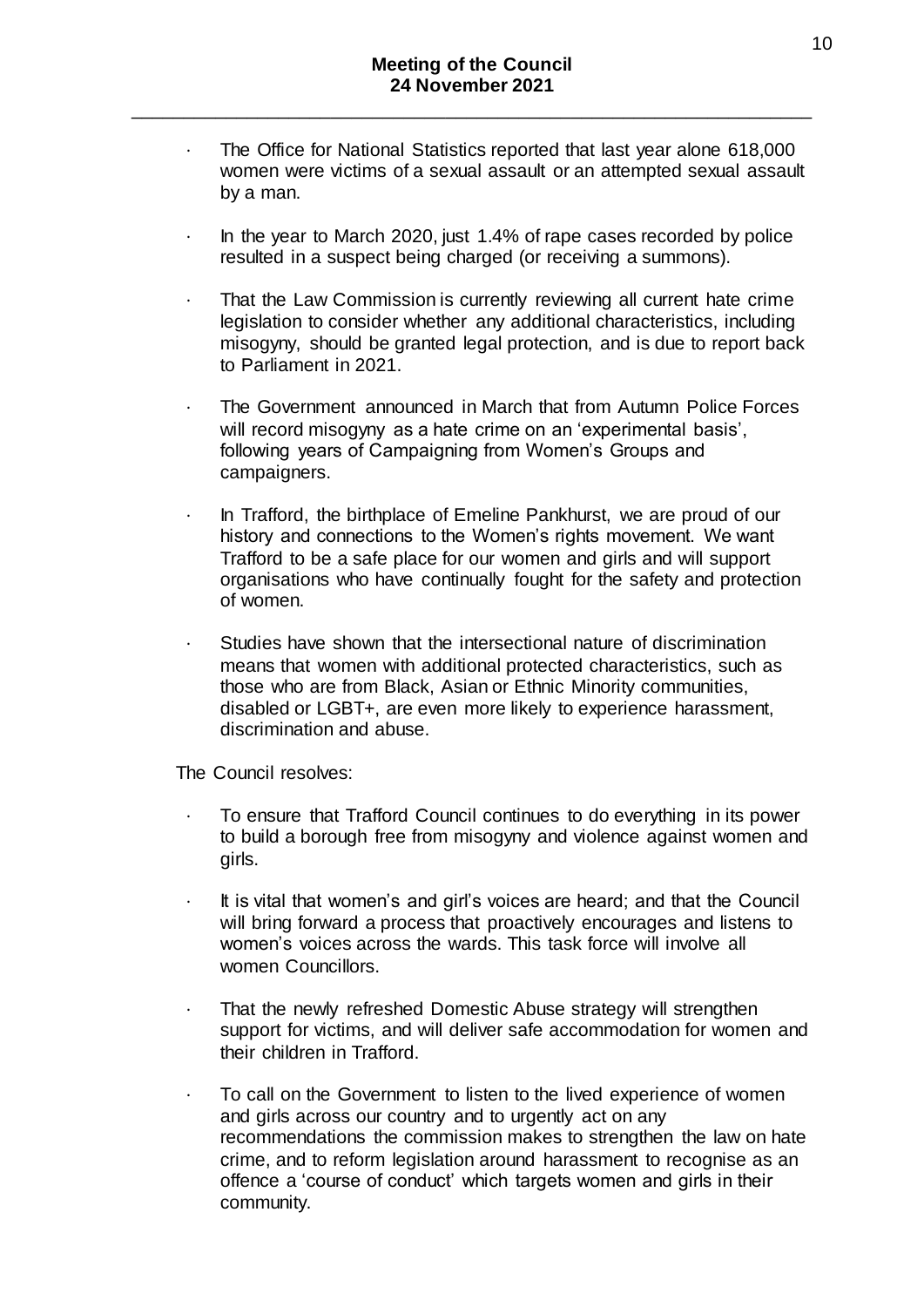- The Office for National Statistics reported that last year alone 618,000 women were victims of a sexual assault or an attempted sexual assault by a man.

- In the year to March 2020, just 1.4% of rape cases recorded by police resulted in a suspect being charged (or receiving a summons).

- That the Law Commission is currently reviewing all current hate crime legislation to consider whether any additional characteristics, including misogyny, should be granted legal protection, and is due to report back to Parliament in 2021.

- The Government announced in March that from Autumn Police Forces will record misogyny as a hate crime on an 'experimental basis', following years of Campaigning from Women's Groups and campaigners.

- In Trafford, the birthplace of Emeline Pankhurst, we are proud of our history and connections to the Women's rights movement. We want Trafford to be a safe place for our women and girls and will support organisations who have continually fought for the safety and protection of women.

- Studies have shown that the intersectional nature of discrimination means that women with additional protected characteristics, such as those who are from Black, Asian or Ethnic Minority communities, disabled or LGBT+, are even more likely to experience harassment, discrimination and abuse.

The Council resolves:

- To ensure that Trafford Council continues to do everything in its power to build a borough free from misogyny and violence against women and girls.

- It is vital that women's and girl's voices are heard; and that the Council will bring forward a process that proactively encourages and listens to women's voices across the wards. This task force will involve all women Councillors.

- That the newly refreshed Domestic Abuse strategy will strengthen support for victims, and will deliver safe accommodation for women and their children in Trafford.

- To call on the Government to listen to the lived experience of women and girls across our country and to urgently act on any recommendations the commission makes to strengthen the law on hate crime, and to reform legislation around harassment to recognise as an offence a 'course of conduct' which targets women and girls in their community.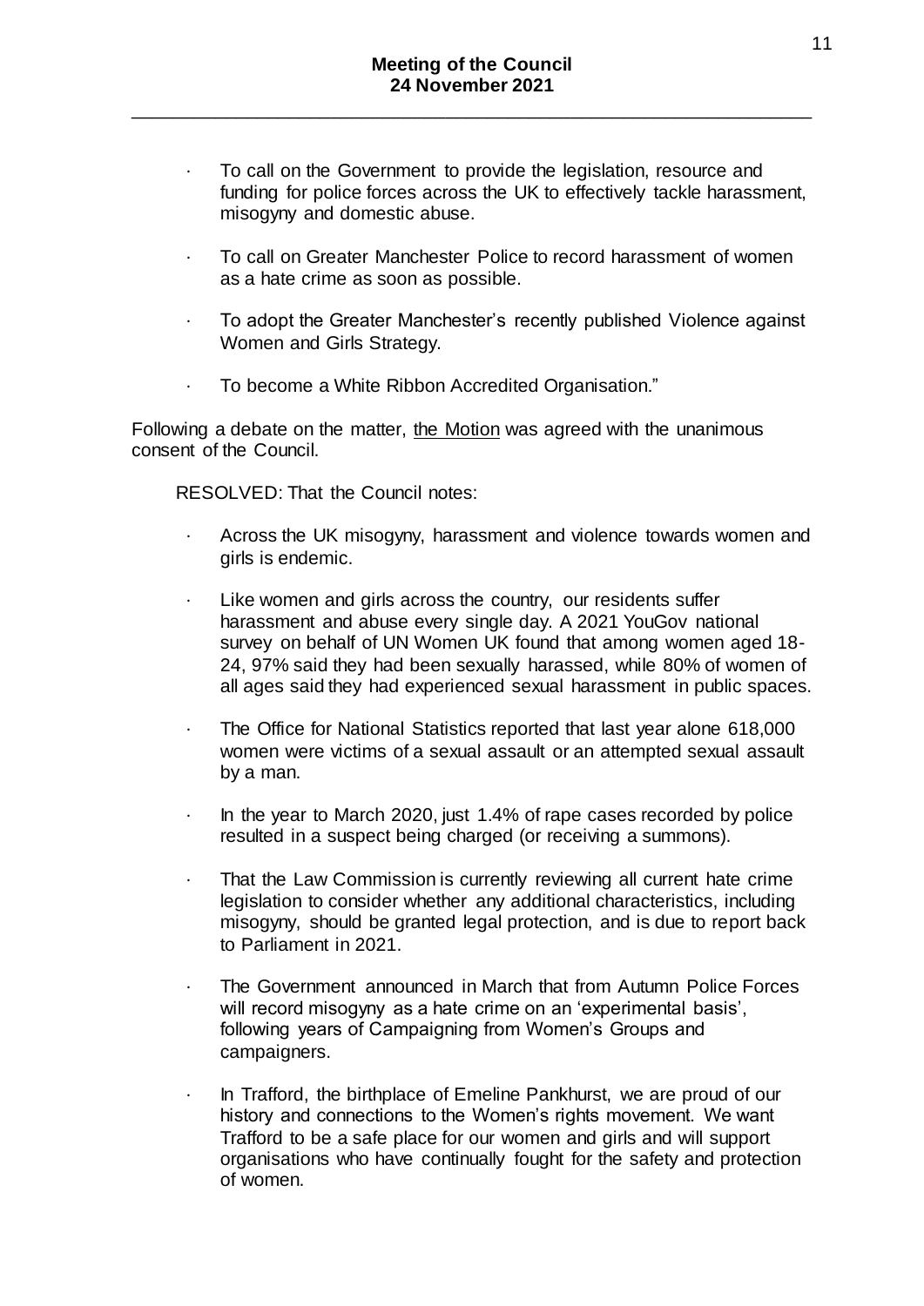- To call on the Government to provide the legislation, resource and funding for police forces across the UK to effectively tackle harassment, misogyny and domestic abuse.
- To call on Greater Manchester Police to record harassment of women as a hate crime as soon as possible.
- To adopt the Greater Manchester's recently published Violence against Women and Girls Strategy.
- To become a White Ribbon Accredited Organisation."

Following a debate on the matter, the Motion was agreed with the unanimous consent of the Council.

RESOLVED: That the Council notes:

- Across the UK misogyny, harassment and violence towards women and girls is endemic.
- Like women and girls across the country, our residents suffer harassment and abuse every single day. A 2021 YouGov national survey on behalf of UN Women UK found that among women aged 18-24, 97% said they had been sexually harassed, while 80% of women of all ages said they had experienced sexual harassment in public spaces.
- The Office for National Statistics reported that last year alone 618,000 women were victims of a sexual assault or an attempted sexual assault by a man.
- In the year to March 2020, just 1.4% of rape cases recorded by police resulted in a suspect being charged (or receiving a summons).
- That the Law Commission is currently reviewing all current hate crime legislation to consider whether any additional characteristics, including misogyny, should be granted legal protection, and is due to report back to Parliament in 2021.
- The Government announced in March that from Autumn Police Forces will record misogyny as a hate crime on an 'experimental basis', following years of Campaigning from Women's Groups and campaigners.
- In Trafford, the birthplace of Emeline Pankhurst, we are proud of our history and connections to the Women's rights movement. We want Trafford to be a safe place for our women and girls and will support organisations who have continually fought for the safety and protection of women.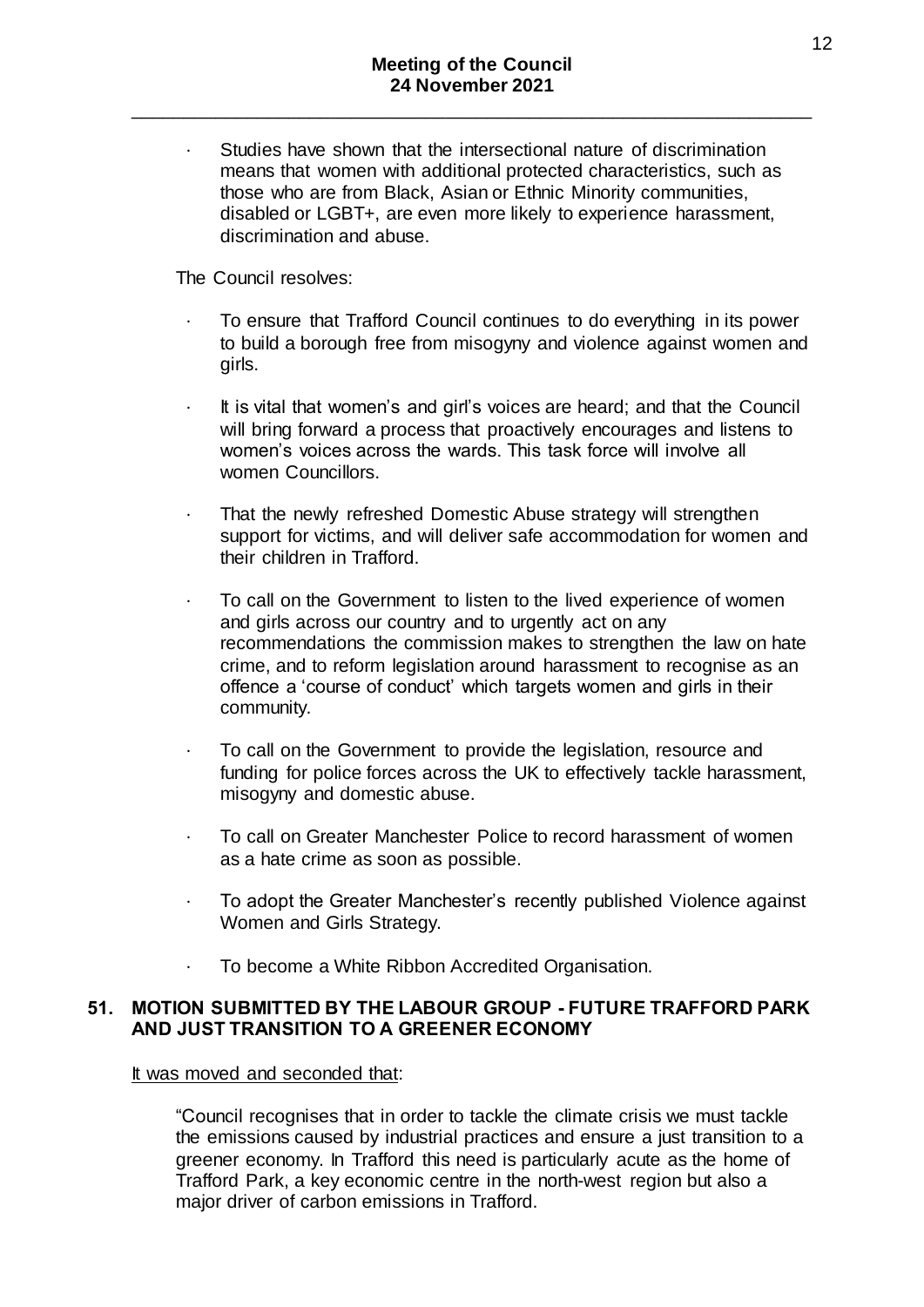- Studies have shown that the intersectional nature of discrimination means that women with additional protected characteristics, such as those who are from Black, Asian or Ethnic Minority communities, disabled or LGBT+, are even more likely to experience harassment, discrimination and abuse.

The Council resolves:

- To ensure that Trafford Council continues to do everything in its power to build a borough free from misogyny and violence against women and girls.
- It is vital that women's and girl's voices are heard; and that the Council will bring forward a process that proactively encourages and listens to women's voices across the wards. This task force will involve all women Councillors.
- That the newly refreshed Domestic Abuse strategy will strengthen support for victims, and will deliver safe accommodation for women and their children in Trafford.
- To call on the Government to listen to the lived experience of women and girls across our country and to urgently act on any recommendations the commission makes to strengthen the law on hate crime, and to reform legislation around harassment to recognise as an offence a 'course of conduct' which targets women and girls in their community.
- To call on the Government to provide the legislation, resource and funding for police forces across the UK to effectively tackle harassment, misogyny and domestic abuse.
- To call on Greater Manchester Police to record harassment of women as a hate crime as soon as possible.
- To adopt the Greater Manchester's recently published Violence against Women and Girls Strategy.
- To become a White Ribbon Accredited Organisation.

## 51. MOTION SUBMITTED BY THE LABOUR GROUP - FUTURE TRAFFORD PARK AND JUST TRANSITION TO A GREENER ECONOMY

It was moved and seconded that:

"Council recognises that in order to tackle the climate crisis we must tackle the emissions caused by industrial practices and ensure a just transition to a greener economy. In Trafford this need is particularly acute as the home of Trafford Park, a key economic centre in the north-west region but also a major driver of carbon emissions in Trafford.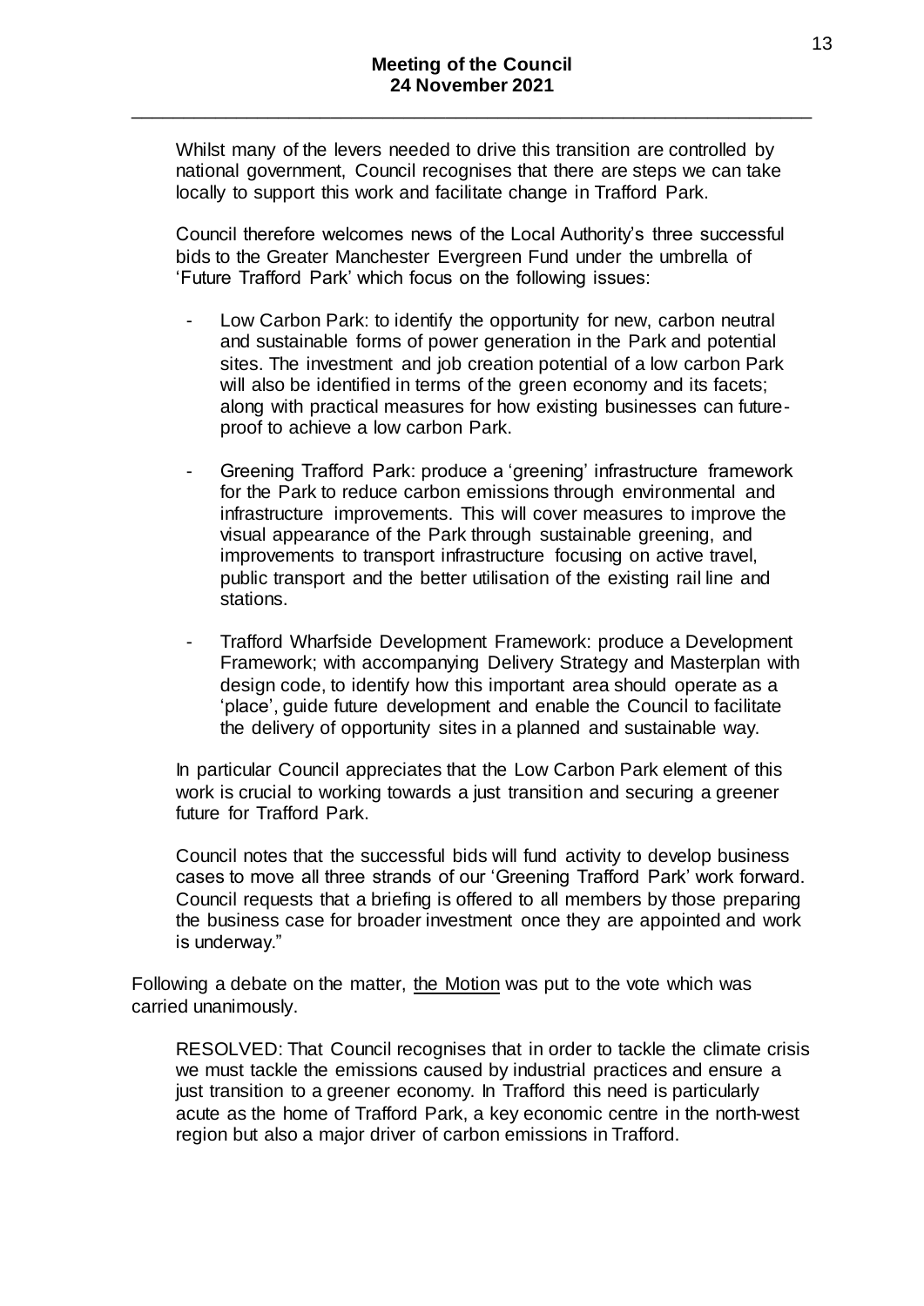Whilst many of the levers needed to drive this transition are controlled by national government, Council recognises that there are steps we can take locally to support this work and facilitate change in Trafford Park.

Council therefore welcomes news of the Local Authority's three successful bids to the Greater Manchester Evergreen Fund under the umbrella of 'Future Trafford Park' which focus on the following issues:

- Low Carbon Park: to identify the opportunity for new, carbon neutral and sustainable forms of power generation in the Park and potential sites. The investment and job creation potential of a low carbon Park will also be identified in terms of the green economy and its facets; along with practical measures for how existing businesses can future-proof to achieve a low carbon Park.

- Greening Trafford Park: produce a 'greening' infrastructure framework for the Park to reduce carbon emissions through environmental and infrastructure improvements. This will cover measures to improve the visual appearance of the Park through sustainable greening, and improvements to transport infrastructure focusing on active travel, public transport and the better utilisation of the existing rail line and stations.

- Trafford Wharfside Development Framework: produce a Development Framework; with accompanying Delivery Strategy and Masterplan with design code, to identify how this important area should operate as a 'place', guide future development and enable the Council to facilitate the delivery of opportunity sites in a planned and sustainable way.

In particular Council appreciates that the Low Carbon Park element of this work is crucial to working towards a just transition and securing a greener future for Trafford Park.

Council notes that the successful bids will fund activity to develop business cases to move all three strands of our 'Greening Trafford Park' work forward. Council requests that a briefing is offered to all members by those preparing the business case for broader investment once they are appointed and work is underway."

Following a debate on the matter, <u>the Motion</u> was put to the vote which was carried unanimously.

RESOLVED: That Council recognises that in order to tackle the climate crisis we must tackle the emissions caused by industrial practices and ensure a just transition to a greener economy. In Trafford this need is particularly acute as the home of Trafford Park, a key economic centre in the north-west region but also a major driver of carbon emissions in Trafford.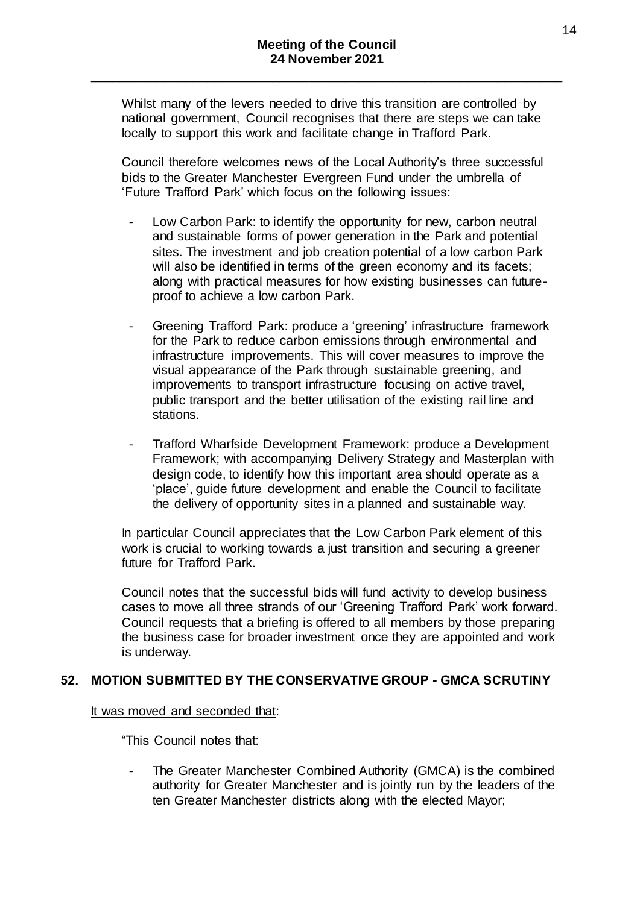Whilst many of the levers needed to drive this transition are controlled by national government, Council recognises that there are steps we can take locally to support this work and facilitate change in Trafford Park.

Council therefore welcomes news of the Local Authority's three successful bids to the Greater Manchester Evergreen Fund under the umbrella of 'Future Trafford Park' which focus on the following issues:

- Low Carbon Park: to identify the opportunity for new, carbon neutral and sustainable forms of power generation in the Park and potential sites. The investment and job creation potential of a low carbon Park will also be identified in terms of the green economy and its facets; along with practical measures for how existing businesses can future-proof to achieve a low carbon Park.
- Greening Trafford Park: produce a 'greening' infrastructure framework for the Park to reduce carbon emissions through environmental and infrastructure improvements. This will cover measures to improve the visual appearance of the Park through sustainable greening, and improvements to transport infrastructure focusing on active travel, public transport and the better utilisation of the existing rail line and stations.
- Trafford Wharfside Development Framework: produce a Development Framework; with accompanying Delivery Strategy and Masterplan with design code, to identify how this important area should operate as a 'place', guide future development and enable the Council to facilitate the delivery of opportunity sites in a planned and sustainable way.

In particular Council appreciates that the Low Carbon Park element of this work is crucial to working towards a just transition and securing a greener future for Trafford Park.

Council notes that the successful bids will fund activity to develop business cases to move all three strands of our 'Greening Trafford Park' work forward. Council requests that a briefing is offered to all members by those preparing the business case for broader investment once they are appointed and work is underway.

## 52. MOTION SUBMITTED BY THE CONSERVATIVE GROUP - GMCA SCRUTINY

It was moved and seconded that:

"This Council notes that:

- The Greater Manchester Combined Authority (GMCA) is the combined authority for Greater Manchester and is jointly run by the leaders of the ten Greater Manchester districts along with the elected Mayor;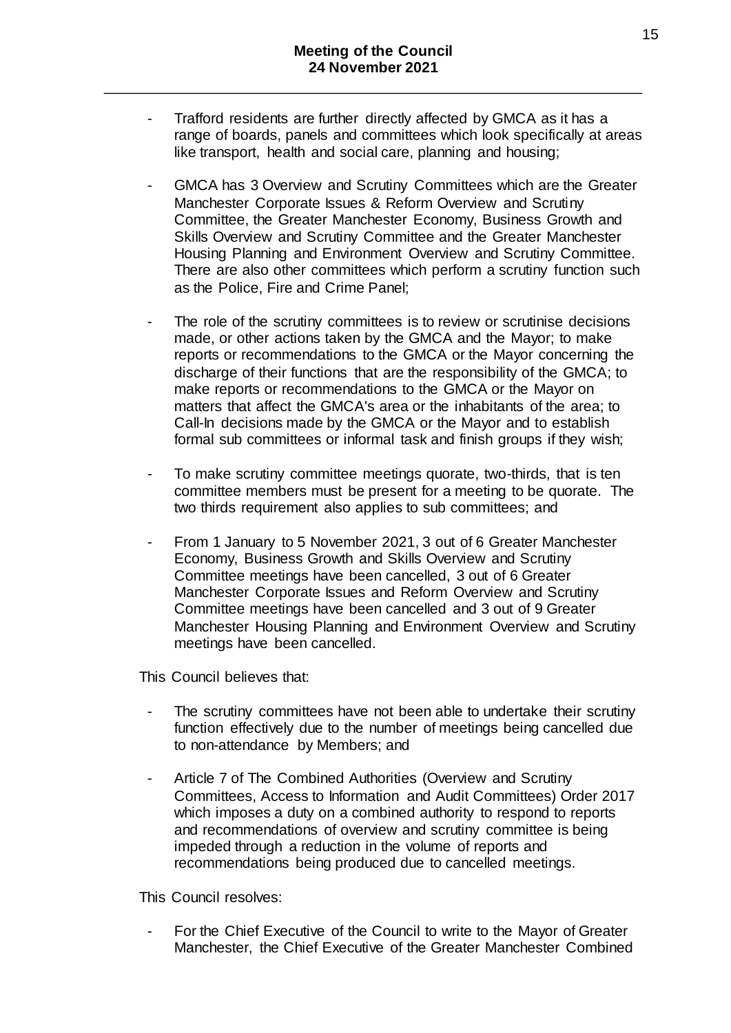- Trafford residents are further directly affected by GMCA as it has a range of boards, panels and committees which look specifically at areas like transport, health and social care, planning and housing;

- GMCA has 3 Overview and Scrutiny Committees which are the Greater Manchester Corporate Issues & Reform Overview and Scrutiny Committee, the Greater Manchester Economy, Business Growth and Skills Overview and Scrutiny Committee and the Greater Manchester Housing Planning and Environment Overview and Scrutiny Committee. There are also other committees which perform a scrutiny function such as the Police, Fire and Crime Panel;

- The role of the scrutiny committees is to review or scrutinise decisions made, or other actions taken by the GMCA and the Mayor; to make reports or recommendations to the GMCA or the Mayor concerning the discharge of their functions that are the responsibility of the GMCA; to make reports or recommendations to the GMCA or the Mayor on matters that affect the GMCA's area or the inhabitants of the area; to Call-In decisions made by the GMCA or the Mayor and to establish formal sub committees or informal task and finish groups if they wish;

- To make scrutiny committee meetings quorate, two-thirds, that is ten committee members must be present for a meeting to be quorate. The two thirds requirement also applies to sub committees; and

- From 1 January to 5 November 2021, 3 out of 6 Greater Manchester Economy, Business Growth and Skills Overview and Scrutiny Committee meetings have been cancelled, 3 out of 6 Greater Manchester Corporate Issues and Reform Overview and Scrutiny Committee meetings have been cancelled and 3 out of 9 Greater Manchester Housing Planning and Environment Overview and Scrutiny meetings have been cancelled.

This Council believes that:

- The scrutiny committees have not been able to undertake their scrutiny function effectively due to the number of meetings being cancelled due to non-attendance by Members; and

- Article 7 of The Combined Authorities (Overview and Scrutiny Committees, Access to Information and Audit Committees) Order 2017 which imposes a duty on a combined authority to respond to reports and recommendations of overview and scrutiny committee is being impeded through a reduction in the volume of reports and recommendations being produced due to cancelled meetings.

This Council resolves:

- For the Chief Executive of the Council to write to the Mayor of Greater Manchester, the Chief Executive of the Greater Manchester Combined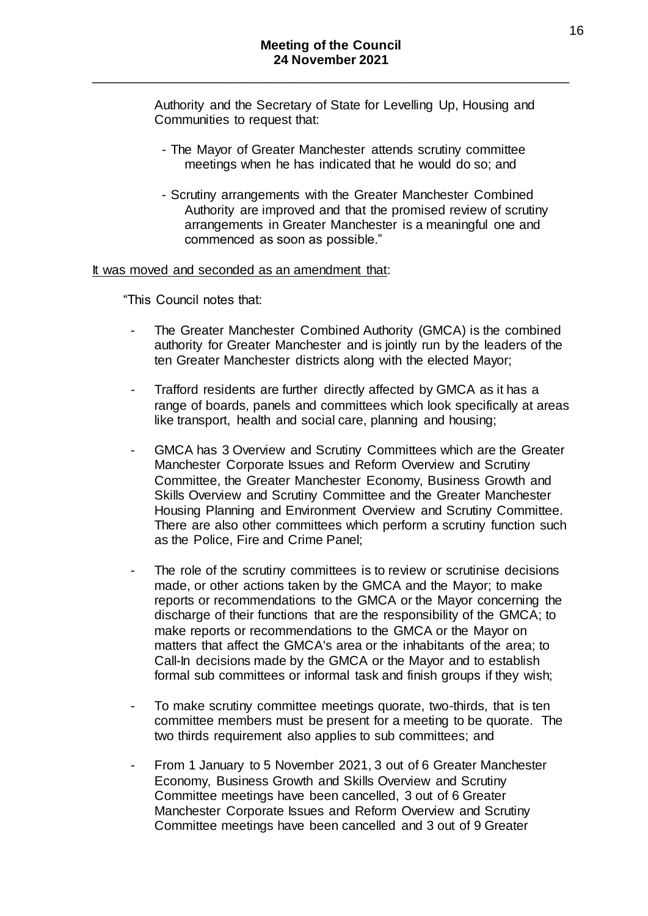Authority and the Secretary of State for Levelling Up, Housing and Communities to request that:

- The Mayor of Greater Manchester attends scrutiny committee meetings when he has indicated that he would do so; and
- Scrutiny arrangements with the Greater Manchester Combined Authority are improved and that the promised review of scrutiny arrangements in Greater Manchester is a meaningful one and commenced as soon as possible."

<u>It was moved and seconded as an amendment that</u>:

"This Council notes that:

- The Greater Manchester Combined Authority (GMCA) is the combined authority for Greater Manchester and is jointly run by the leaders of the ten Greater Manchester districts along with the elected Mayor;
- Trafford residents are further directly affected by GMCA as it has a range of boards, panels and committees which look specifically at areas like transport, health and social care, planning and housing;
- GMCA has 3 Overview and Scrutiny Committees which are the Greater Manchester Corporate Issues and Reform Overview and Scrutiny Committee, the Greater Manchester Economy, Business Growth and Skills Overview and Scrutiny Committee and the Greater Manchester Housing Planning and Environment Overview and Scrutiny Committee. There are also other committees which perform a scrutiny function such as the Police, Fire and Crime Panel;
- The role of the scrutiny committees is to review or scrutinise decisions made, or other actions taken by the GMCA and the Mayor; to make reports or recommendations to the GMCA or the Mayor concerning the discharge of their functions that are the responsibility of the GMCA; to make reports or recommendations to the GMCA or the Mayor on matters that affect the GMCA's area or the inhabitants of the area; to Call-In decisions made by the GMCA or the Mayor and to establish formal sub committees or informal task and finish groups if they wish;
- To make scrutiny committee meetings quorate, two-thirds, that is ten committee members must be present for a meeting to be quorate. The two thirds requirement also applies to sub committees; and
- From 1 January to 5 November 2021, 3 out of 6 Greater Manchester Economy, Business Growth and Skills Overview and Scrutiny Committee meetings have been cancelled, 3 out of 6 Greater Manchester Corporate Issues and Reform Overview and Scrutiny Committee meetings have been cancelled and 3 out of 9 Greater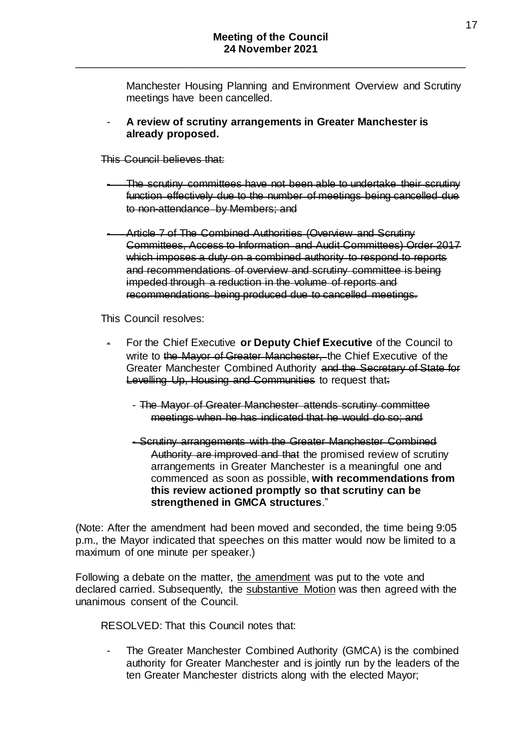Manchester Housing Planning and Environment Overview and Scrutiny meetings have been cancelled.

- **A review of scrutiny arrangements in Greater Manchester is already proposed.**

~~This Council believes that:~~

- ~~The scrutiny committees have not been able to undertake their scrutiny function effectively due to the number of meetings being cancelled due to non-attendance by Members; and~~

- ~~Article 7 of The Combined Authorities (Overview and Scrutiny Committees, Access to Information and Audit Committees) Order 2017 which imposes a duty on a combined authority to respond to reports and recommendations of overview and scrutiny committee is being impeded through a reduction in the volume of reports and recommendations being produced due to cancelled meetings.~~

This Council resolves:

- For the Chief Executive **or Deputy Chief Executive** of the Council to write to ~~the Mayor of Greater Manchester,~~ the Chief Executive of the Greater Manchester Combined Authority ~~and the Secretary of State for Levelling Up, Housing and Communities~~ to request that~~:~~

  - ~~The Mayor of Greater Manchester attends scrutiny committee meetings when he has indicated that he would do so; and~~

  - ~~Scrutiny arrangements with the Greater Manchester Combined Authority are improved and that~~ the promised review of scrutiny arrangements in Greater Manchester is a meaningful one and commenced as soon as possible, **with recommendations from this review actioned promptly so that scrutiny can be strengthened in GMCA structures**."

(Note: After the amendment had been moved and seconded, the time being 9:05 p.m., the Mayor indicated that speeches on this matter would now be limited to a maximum of one minute per speaker.)

Following a debate on the matter, <u>the amendment</u> was put to the vote and declared carried. Subsequently, the <u>substantive Motion</u> was then agreed with the unanimous consent of the Council.

RESOLVED: That this Council notes that:

- The Greater Manchester Combined Authority (GMCA) is the combined authority for Greater Manchester and is jointly run by the leaders of the ten Greater Manchester districts along with the elected Mayor;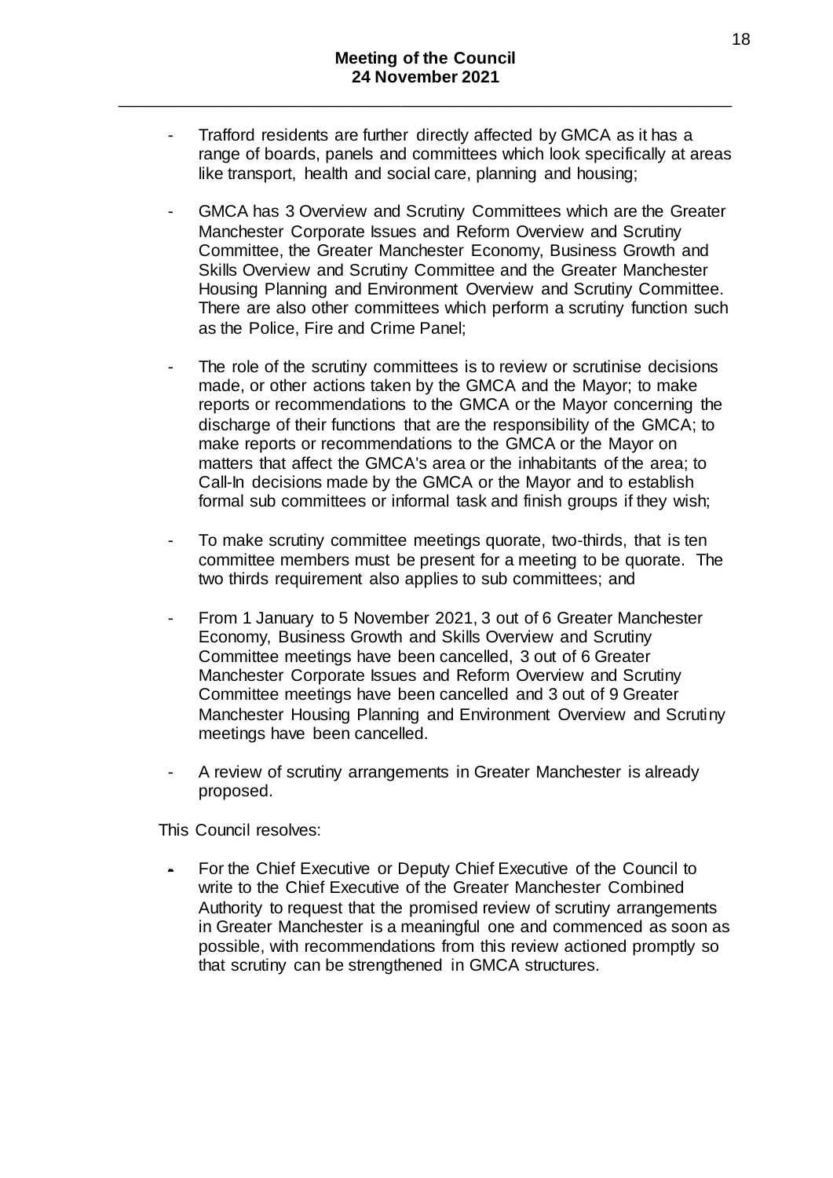- Trafford residents are further directly affected by GMCA as it has a range of boards, panels and committees which look specifically at areas like transport, health and social care, planning and housing;

- GMCA has 3 Overview and Scrutiny Committees which are the Greater Manchester Corporate Issues and Reform Overview and Scrutiny Committee, the Greater Manchester Economy, Business Growth and Skills Overview and Scrutiny Committee and the Greater Manchester Housing Planning and Environment Overview and Scrutiny Committee. There are also other committees which perform a scrutiny function such as the Police, Fire and Crime Panel;

- The role of the scrutiny committees is to review or scrutinise decisions made, or other actions taken by the GMCA and the Mayor; to make reports or recommendations to the GMCA or the Mayor concerning the discharge of their functions that are the responsibility of the GMCA; to make reports or recommendations to the GMCA or the Mayor on matters that affect the GMCA's area or the inhabitants of the area; to Call-In decisions made by the GMCA or the Mayor and to establish formal sub committees or informal task and finish groups if they wish;

- To make scrutiny committee meetings quorate, two-thirds, that is ten committee members must be present for a meeting to be quorate. The two thirds requirement also applies to sub committees; and

- From 1 January to 5 November 2021, 3 out of 6 Greater Manchester Economy, Business Growth and Skills Overview and Scrutiny Committee meetings have been cancelled, 3 out of 6 Greater Manchester Corporate Issues and Reform Overview and Scrutiny Committee meetings have been cancelled and 3 out of 9 Greater Manchester Housing Planning and Environment Overview and Scrutiny meetings have been cancelled.

- A review of scrutiny arrangements in Greater Manchester is already proposed.

This Council resolves:

- For the Chief Executive or Deputy Chief Executive of the Council to write to the Chief Executive of the Greater Manchester Combined Authority to request that the promised review of scrutiny arrangements in Greater Manchester is a meaningful one and commenced as soon as possible, with recommendations from this review actioned promptly so that scrutiny can be strengthened in GMCA structures.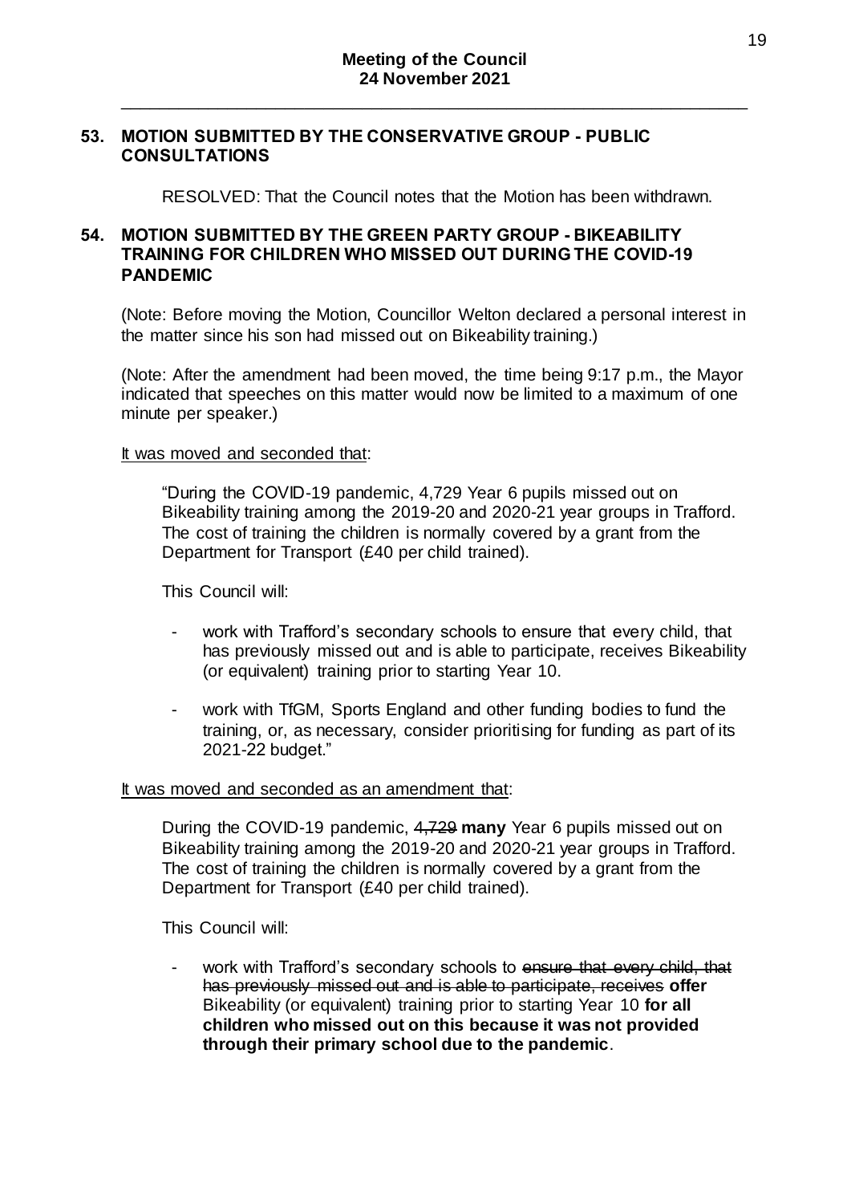**Meeting of the Council**
**24 November 2021**

## 53. MOTION SUBMITTED BY THE CONSERVATIVE GROUP - PUBLIC CONSULTATIONS

RESOLVED: That the Council notes that the Motion has been withdrawn.

## 54. MOTION SUBMITTED BY THE GREEN PARTY GROUP - BIKEABILITY TRAINING FOR CHILDREN WHO MISSED OUT DURING THE COVID-19 PANDEMIC

(Note: Before moving the Motion, Councillor Welton declared a personal interest in the matter since his son had missed out on Bikeability training.)

(Note: After the amendment had been moved, the time being 9:17 p.m., the Mayor indicated that speeches on this matter would now be limited to a maximum of one minute per speaker.)

<u>It was moved and seconded that</u>:

> "During the COVID-19 pandemic, 4,729 Year 6 pupils missed out on Bikeability training among the 2019-20 and 2020-21 year groups in Trafford. The cost of training the children is normally covered by a grant from the Department for Transport (£40 per child trained).
>
> This Council will:
>
> - work with Trafford's secondary schools to ensure that every child, that has previously missed out and is able to participate, receives Bikeability (or equivalent) training prior to starting Year 10.
> - work with TfGM, Sports England and other funding bodies to fund the training, or, as necessary, consider prioritising for funding as part of its 2021-22 budget."

<u>It was moved and seconded as an amendment that</u>:

> During the COVID-19 pandemic, ~~4,729~~ **many** Year 6 pupils missed out on Bikeability training among the 2019-20 and 2020-21 year groups in Trafford. The cost of training the children is normally covered by a grant from the Department for Transport (£40 per child trained).
>
> This Council will:
>
> - work with Trafford's secondary schools to ~~ensure that every child, that has previously missed out and is able to participate, receives~~ **offer** Bikeability (or equivalent) training prior to starting Year 10 **for all children who missed out on this because it was not provided through their primary school due to the pandemic**.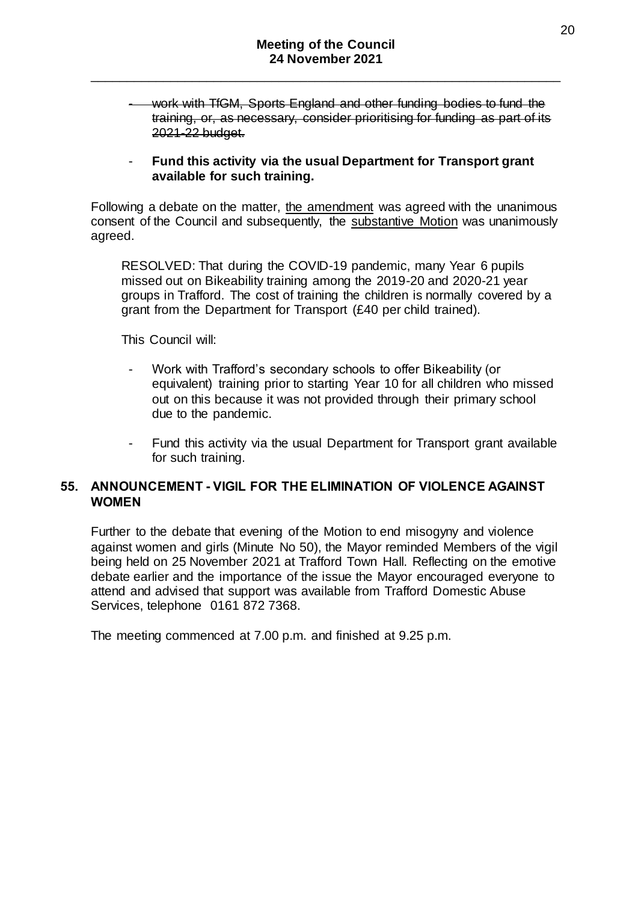- ~~work with TfGM, Sports England and other funding bodies to fund the training, or, as necessary, consider prioritising for funding as part of its 2021-22 budget.~~

- **Fund this activity via the usual Department for Transport grant available for such training.**

Following a debate on the matter, the amendment was agreed with the unanimous consent of the Council and subsequently, the substantive Motion was unanimously agreed.

RESOLVED: That during the COVID-19 pandemic, many Year 6 pupils missed out on Bikeability training among the 2019-20 and 2020-21 year groups in Trafford. The cost of training the children is normally covered by a grant from the Department for Transport (£40 per child trained).

This Council will:

- Work with Trafford's secondary schools to offer Bikeability (or equivalent) training prior to starting Year 10 for all children who missed out on this because it was not provided through their primary school due to the pandemic.

- Fund this activity via the usual Department for Transport grant available for such training.

## 55. ANNOUNCEMENT - VIGIL FOR THE ELIMINATION OF VIOLENCE AGAINST WOMEN

Further to the debate that evening of the Motion to end misogyny and violence against women and girls (Minute No 50), the Mayor reminded Members of the vigil being held on 25 November 2021 at Trafford Town Hall. Reflecting on the emotive debate earlier and the importance of the issue the Mayor encouraged everyone to attend and advised that support was available from Trafford Domestic Abuse Services, telephone 0161 872 7368.

The meeting commenced at 7.00 p.m. and finished at 9.25 p.m.